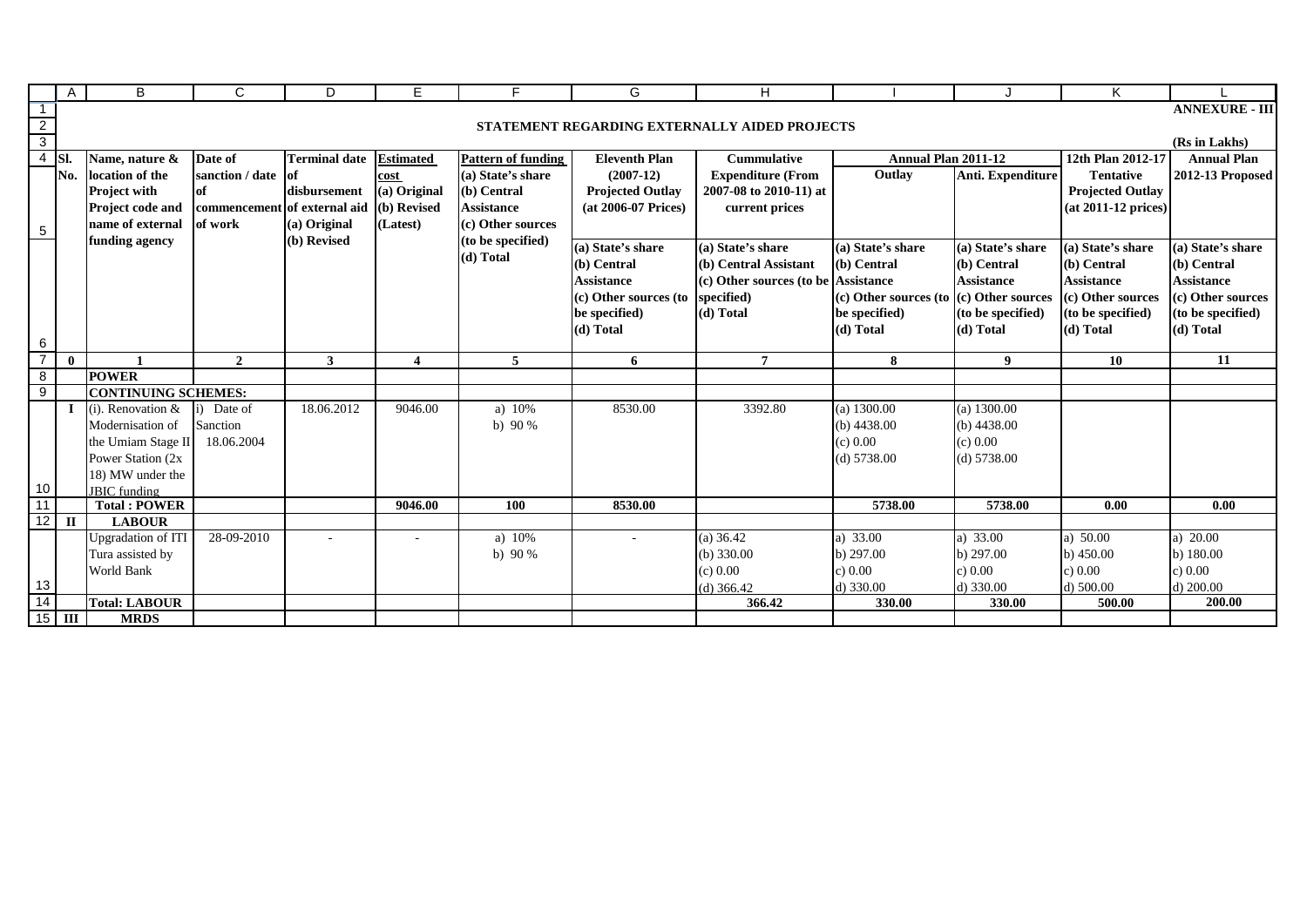**ANNEXURE - III**

## STATEMENT REGARDING EXTERNALLY AIDED PROJECTS

(Rs in Lakhs)

| Sl. No. | Name, nature & location of the Project with Project code and name of external funding agency | Date of sanction / date of commencement of work | Terminal date of disbursement of external aid (a) Original (b) Revised | Estimated cost (a) Original (b) Revised (Latest) | Pattern of funding (a) State's share (b) Central Assistance (c) Other sources (to be specified) (d) Total | Eleventh Plan (2007-12) Projected Outlay (at 2006-07 Prices) (a) State's share (b) Central Assistance (c) Other sources (to be specified) (d) Total | Cummulative Expenditure (From 2007-08 to 2010-11) at current prices (a) State's share (b) Central Assistant (c) Other sources (to be specified) (d) Total | Annual Plan 2011-12 Outlay (a) State's share (b) Central Assistance (c) Other sources (to be specified) (d) Total | Annual Plan 2011-12 Anti. Expenditure (a) State's share (b) Central Assistance (c) Other sources (to be specified) (d) Total | 12th Plan 2012-17 Tentative Projected Outlay (at 2011-12 prices) (a) State's share (b) Central Assistance (c) Other sources (to be specified) (d) Total | Annual Plan 2012-13 Proposed (a) State's share (b) Central Assistance (c) Other sources (to be specified) (d) Total |
|---|---|---|---|---|---|---|---|---|---|---|---|
| 0 | 1 | 2 | 3 | 4 | 5 | 6 | 7 | 8 | 9 | 10 | 11 |
| | **POWER** | | | | | | | | | | |
| | **CONTINUING SCHEMES:** | | | | | | | | | | |
| I | (i). Renovation & Modernisation of the Umiam Stage II Power Station (2x 18) MW under the JBIC funding | i) Date of Sanction 18.06.2004 | 18.06.2012 | 9046.00 | a) 10% b) 90 % | 8530.00 | 3392.80 | (a) 1300.00 (b) 4438.00 (c) 0.00 (d) 5738.00 | (a) 1300.00 (b) 4438.00 (c) 0.00 (d) 5738.00 | | |
| | **Total : POWER** | | | **9046.00** | **100** | **8530.00** | | **5738.00** | **5738.00** | **0.00** | **0.00** |
| II | **LABOUR** | | | | | | | | | | |
| | Upgradation of ITI Tura assisted by World Bank | 28-09-2010 | - | - | a) 10% b) 90 % | - | (a) 36.42 (b) 330.00 (c) 0.00 (d) 366.42 | a) 33.00 b) 297.00 c) 0.00 d) 330.00 | a) 33.00 b) 297.00 c) 0.00 d) 330.00 | a) 50.00 b) 450.00 c) 0.00 d) 500.00 | a) 20.00 b) 180.00 c) 0.00 d) 200.00 |
| | **Total: LABOUR** | | | | | | **366.42** | **330.00** | **330.00** | **500.00** | **200.00** |
| III | **MRDS** | | | | | | | | | | |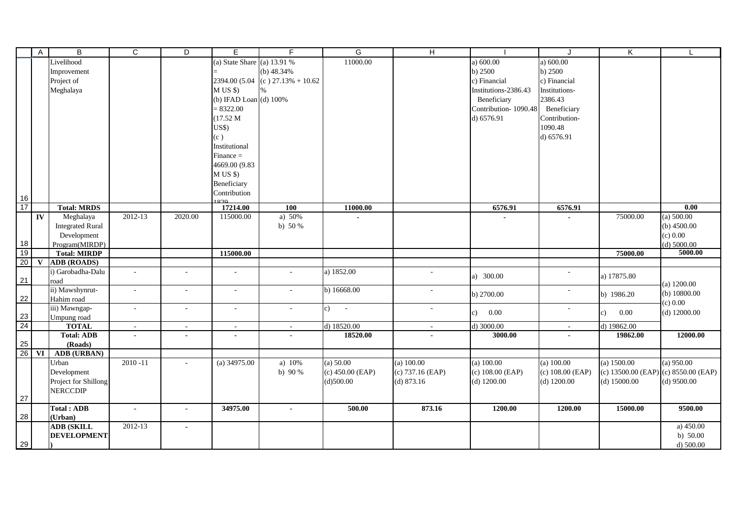| | A | B | C | D | E | F | G | H | I | J | K | L |
|---|---|---|---|---|---|---|---|---|---|---|---|---|
| 16 | | Livelihood Improvement Project of Meghalaya | | | (a) State Share = 2394.00 (5.04 M US $) (b) IFAD Loan = 8322.00 (17.52 M US$) (c ) Institutional Finance = 4669.00 (9.83 M US $) Beneficiary Contribution 1829 | (a) 13.91 % (b) 48.34% (c ) 27.13% + 10.62 % (d) 100% | 11000.00 | | a) 600.00 b) 2500 c) Financial Institutions-2386.43 Beneficiary Contribution- 1090.48 d) 6576.91 | a) 600.00 b) 2500 c) Financial Institutions-2386.43 Beneficiary Contribution-1090.48 d) 6576.91 | | |
| 17 | | **Total: MRDS** | | | **17214.00** | **100** | **11000.00** | | **6576.91** | **6576.91** | | **0.00** |
| 18 | **IV** | Meghalaya Integrated Rural Development Program(MIRDP) | 2012-13 | 2020.00 | 115000.00 | a) 50% b) 50 % | - | | - | - | 75000.00 | (a) 500.00 (b) 4500.00 (c) 0.00 (d) 5000.00 |
| 19 | | **Total: MIRDP** | | | **115000.00** | | | | | | **75000.00** | **5000.00** |
| 20 | **V** | **ADB (ROADS)** | | | | | | | | | | |
| 21 | | i) Garobadha-Dalu road | - | - | - | - | a) 1852.00 | - | a) 300.00 | - | a) 17875.80 | (a) 1200.00 (b) 10800.00 (c) 0.00 (d) 12000.00 |
| 22 | | ii) Mawshynrut-Hahim road | - | - | - | - | b) 16668.00 | - | b) 2700.00 | - | b) 1986.20 | |
| 23 | | iii) Mawngap-Umpung road | - | - | - | - | c) - | - | c) 0.00 | - | c) 0.00 | |
| 24 | | **TOTAL** | - | - | - | - | d) 18520.00 | - | d) 3000.00 | - | d) 19862.00 | |
| 25 | | **Total: ADB (Roads)** | - | - | - | - | **18520.00** | - | **3000.00** | - | **19862.00** | **12000.00** |
| 26 | **VI** | **ADB (URBAN)** | | | | | | | | | | |
| 27 | | Urban Development Project for Shillong NERCCDIP | 2010 -11 | - | (a) 34975.00 | a) 10% b) 90 % | (a) 50.00 (c) 450.00 (EAP) (d)500.00 | (a) 100.00 (c) 737.16 (EAP) (d) 873.16 | (a) 100.00 (c) 108.00 (EAP) (d) 1200.00 | (a) 100.00 (c) 108.00 (EAP) (d) 1200.00 | (a) 1500.00 (c) 13500.00 (EAP) (d) 15000.00 | (a) 950.00 (c) 8550.00 (EAP) (d) 9500.00 |
| 28 | | **Total : ADB (Urban)** | **-** | **-** | **34975.00** | **-** | **500.00** | **873.16** | **1200.00** | **1200.00** | **15000.00** | **9500.00** |
| 29 | | **ADB (SKILL DEVELOPMENT)** | 2012-13 | - | | | | | | | | a) 450.00 b) 50.00 d) 500.00 |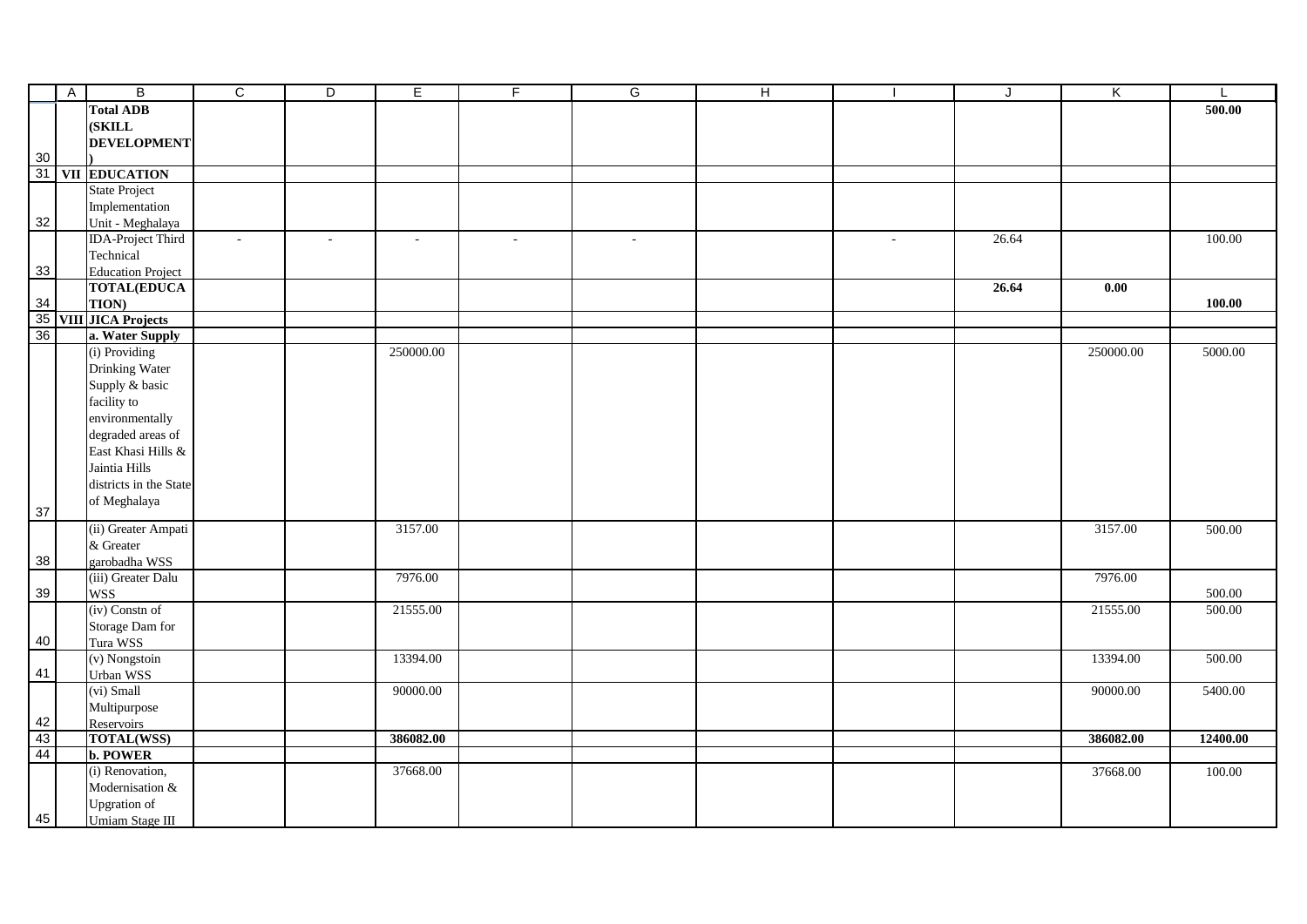| | A | B | C | D | E | F | G | H | I | J | K | L |
|---|---|---|---|---|---|---|---|---|---|---|---|---|
| 30 | | **Total ADB (SKILL DEVELOPMENT)** | | | | | | | | | | **500.00** |
| 31 | **VII** | **EDUCATION** | | | | | | | | | | |
| 32 | | State Project Implementation Unit - Meghalaya | | | | | | | | | | |
| 33 | | IDA-Project Third Technical Education Project | - | - | - | - | - | | - | 26.64 | | 100.00 |
| 34 | | **TOTAL(EDUCATION)** | | | | | | | | **26.64** | **0.00** | **100.00** |
| 35 | **VIII** | **JICA Projects** | | | | | | | | | | |
| 36 | | **a. Water Supply** | | | | | | | | | | |
| 37 | | (i) Providing Drinking Water Supply & basic facility to environmentally degraded areas of East Khasi Hills & Jaintia Hills districts in the State of Meghalaya | | | 250000.00 | | | | | | 250000.00 | 5000.00 |
| 38 | | (ii) Greater Ampati & Greater garobadha WSS | | | 3157.00 | | | | | | 3157.00 | 500.00 |
| 39 | | (iii) Greater Dalu WSS | | | 7976.00 | | | | | | 7976.00 | 500.00 |
| 40 | | (iv) Constn of Storage Dam for Tura WSS | | | 21555.00 | | | | | | 21555.00 | 500.00 |
| 41 | | (v) Nongstoin Urban WSS | | | 13394.00 | | | | | | 13394.00 | 500.00 |
| 42 | | (vi) Small Multipurpose Reservoirs | | | 90000.00 | | | | | | 90000.00 | 5400.00 |
| 43 | | **TOTAL(WSS)** | | | **386082.00** | | | | | | **386082.00** | **12400.00** |
| 44 | | **b. POWER** | | | | | | | | | | |
| 45 | | (i) Renovation, Modernisation & Upgration of Umiam Stage III | | | 37668.00 | | | | | | 37668.00 | 100.00 |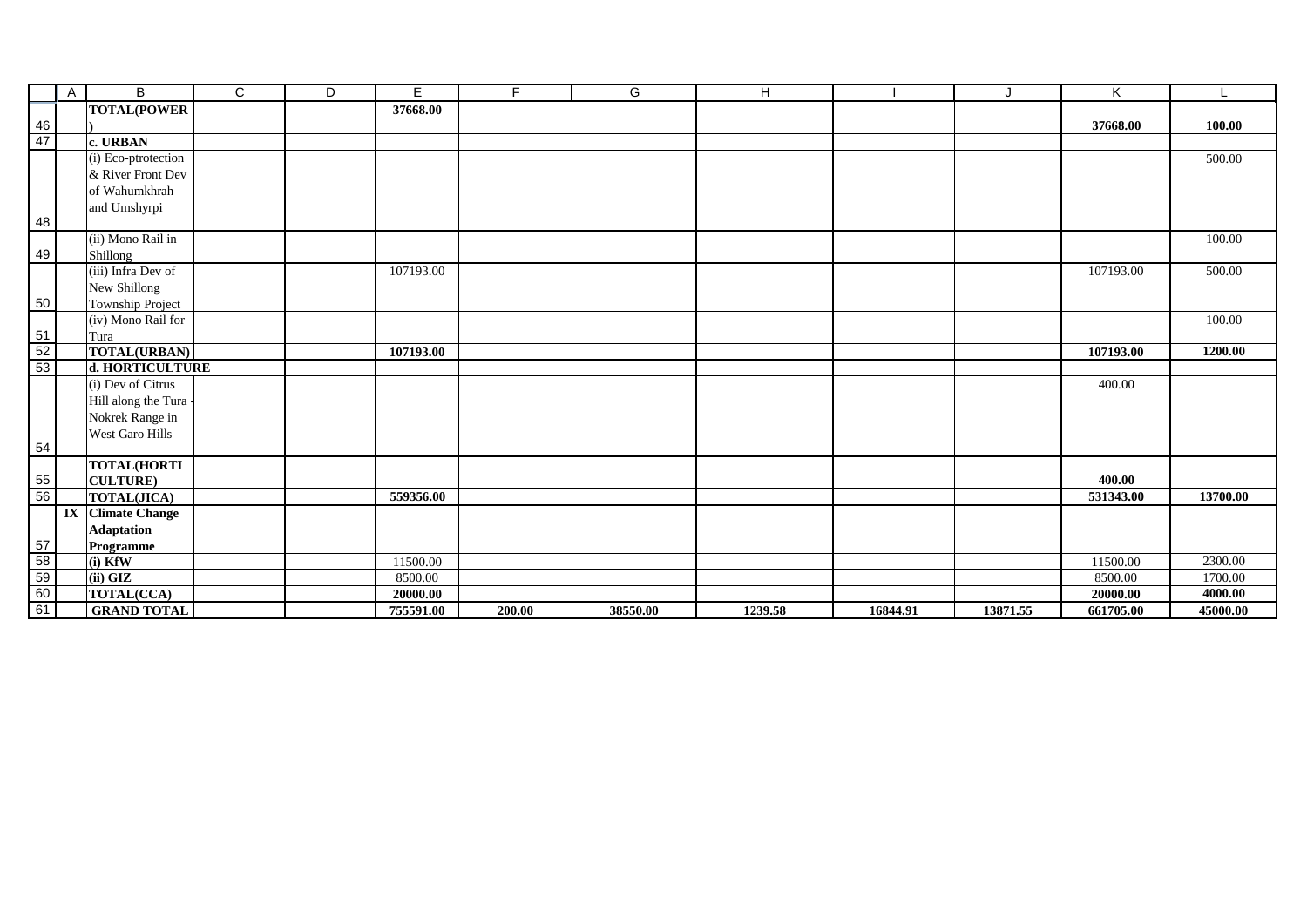| | A | B | C | D | E | F | G | H | I | J | K | L |
|---|---|---|---|---|---|---|---|---|---|---|---|---|
| 46 | | **TOTAL(POWER)** | | | **37668.00** | | | | | | **37668.00** | **100.00** |
| 47 | | **c. URBAN** | | | | | | | | | | |
| 48 | | (i) Eco-ptrotection & River Front Dev of Wahumkhrah and Umshyrpi | | | | | | | | | | 500.00 |
| 49 | | (ii) Mono Rail in Shillong | | | | | | | | | | 100.00 |
| 50 | | (iii) Infra Dev of New Shillong Township Project | | | 107193.00 | | | | | | 107193.00 | 500.00 |
| 51 | | (iv) Mono Rail for Tura | | | | | | | | | | 100.00 |
| 52 | | **TOTAL(URBAN)** | | | **107193.00** | | | | | | **107193.00** | **1200.00** |
| 53 | | **d. HORTICULTURE** | | | | | | | | | | |
| 54 | | (i) Dev of Citrus Hill along the Tura - Nokrek Range in West Garo Hills | | | | | | | | | 400.00 | |
| 55 | | **TOTAL(HORTICULTURE)** | | | | | | | | | **400.00** | |
| 56 | | **TOTAL(JICA)** | | | **559356.00** | | | | | | **531343.00** | **13700.00** |
| 57 | **IX** | **Climate Change Adaptation Programme** | | | | | | | | | | |
| 58 | | **(i) KfW** | | | 11500.00 | | | | | | 11500.00 | 2300.00 |
| 59 | | **(ii) GIZ** | | | 8500.00 | | | | | | 8500.00 | 1700.00 |
| 60 | | **TOTAL(CCA)** | | | **20000.00** | | | | | | **20000.00** | **4000.00** |
| 61 | | **GRAND TOTAL** | | | **755591.00** | **200.00** | **38550.00** | **1239.58** | **16844.91** | **13871.55** | **661705.00** | **45000.00** |